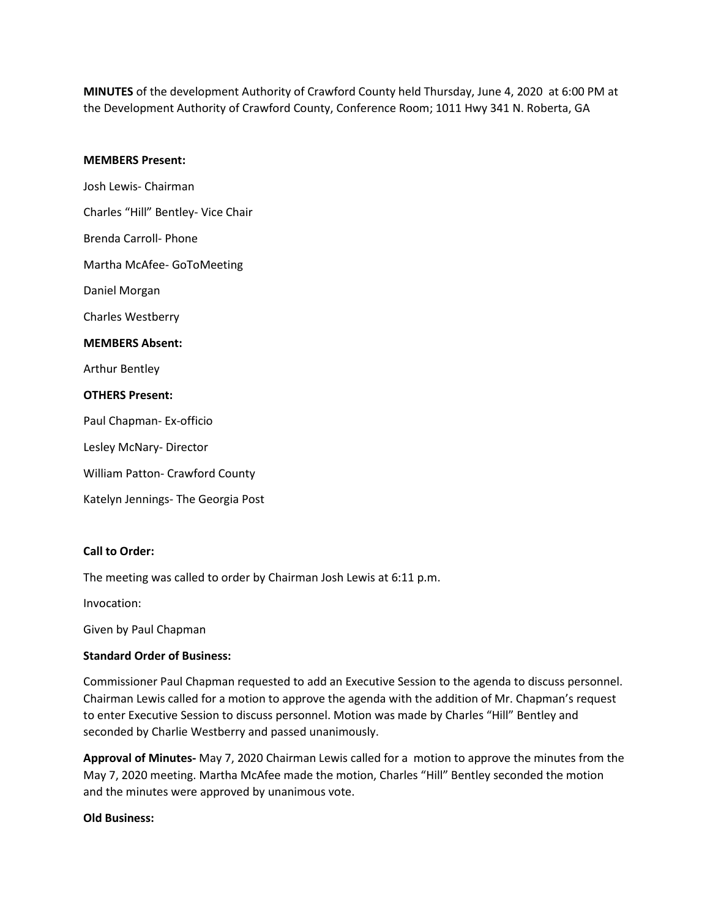**MINUTES** of the development Authority of Crawford County held Thursday, June 4, 2020 at 6:00 PM at the Development Authority of Crawford County, Conference Room; 1011 Hwy 341 N. Roberta, GA

**MEMBERS Present:**

Josh Lewis- Chairman

Charles "Hill" Bentley- Vice Chair

Brenda Carroll- Phone

Martha McAfee- GoToMeeting

Daniel Morgan

Charles Westberry

**MEMBERS Absent:**

Arthur Bentley

**OTHERS Present:**

Paul Chapman- Ex-officio

Lesley McNary- Director

William Patton- Crawford County

Katelyn Jennings- The Georgia Post

**Call to Order:**

The meeting was called to order by Chairman Josh Lewis at 6:11 p.m.

Invocation:

Given by Paul Chapman

**Standard Order of Business:**

Commissioner Paul Chapman requested to add an Executive Session to the agenda to discuss personnel. Chairman Lewis called for a motion to approve the agenda with the addition of Mr. Chapman's request to enter Executive Session to discuss personnel. Motion was made by Charles "Hill" Bentley and seconded by Charlie Westberry and passed unanimously.

**Approval of Minutes-** May 7, 2020 Chairman Lewis called for a motion to approve the minutes from the May 7, 2020 meeting. Martha McAfee made the motion, Charles "Hill" Bentley seconded the motion and the minutes were approved by unanimous vote.

**Old Business:**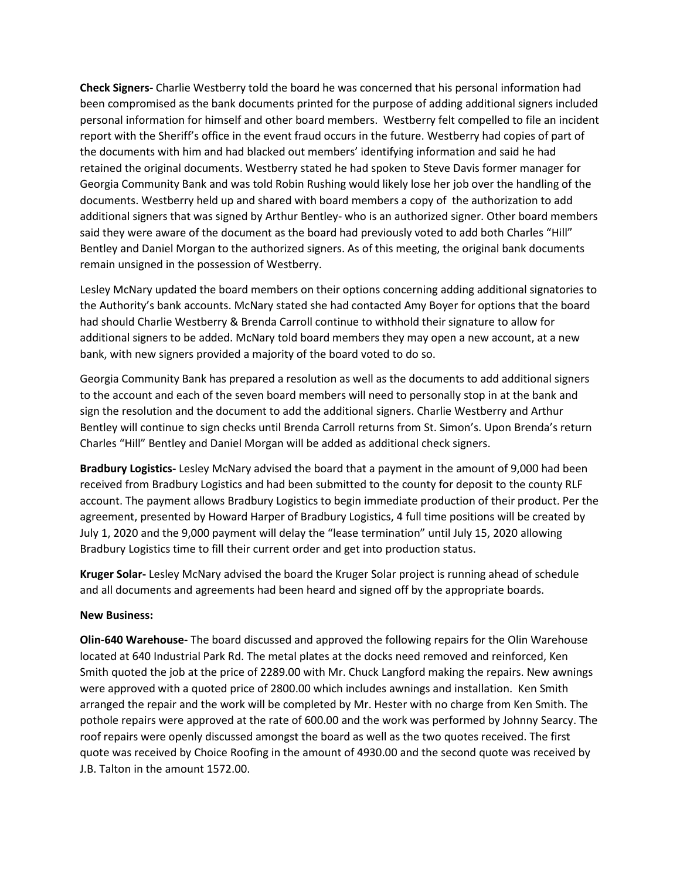**Check Signers-** Charlie Westberry told the board he was concerned that his personal information had been compromised as the bank documents printed for the purpose of adding additional signers included personal information for himself and other board members. Westberry felt compelled to file an incident report with the Sheriff's office in the event fraud occurs in the future. Westberry had copies of part of the documents with him and had blacked out members' identifying information and said he had retained the original documents. Westberry stated he had spoken to Steve Davis former manager for Georgia Community Bank and was told Robin Rushing would likely lose her job over the handling of the documents. Westberry held up and shared with board members a copy of the authorization to add additional signers that was signed by Arthur Bentley- who is an authorized signer. Other board members said they were aware of the document as the board had previously voted to add both Charles "Hill" Bentley and Daniel Morgan to the authorized signers. As of this meeting, the original bank documents remain unsigned in the possession of Westberry.

Lesley McNary updated the board members on their options concerning adding additional signatories to the Authority's bank accounts. McNary stated she had contacted Amy Boyer for options that the board had should Charlie Westberry & Brenda Carroll continue to withhold their signature to allow for additional signers to be added. McNary told board members they may open a new account, at a new bank, with new signers provided a majority of the board voted to do so.

Georgia Community Bank has prepared a resolution as well as the documents to add additional signers to the account and each of the seven board members will need to personally stop in at the bank and sign the resolution and the document to add the additional signers. Charlie Westberry and Arthur Bentley will continue to sign checks until Brenda Carroll returns from St. Simon's. Upon Brenda's return Charles "Hill" Bentley and Daniel Morgan will be added as additional check signers.

**Bradbury Logistics-** Lesley McNary advised the board that a payment in the amount of 9,000 had been received from Bradbury Logistics and had been submitted to the county for deposit to the county RLF account. The payment allows Bradbury Logistics to begin immediate production of their product. Per the agreement, presented by Howard Harper of Bradbury Logistics, 4 full time positions will be created by July 1, 2020 and the 9,000 payment will delay the "lease termination" until July 15, 2020 allowing Bradbury Logistics time to fill their current order and get into production status.

**Kruger Solar-** Lesley McNary advised the board the Kruger Solar project is running ahead of schedule and all documents and agreements had been heard and signed off by the appropriate boards.

**New Business:**

**Olin-640 Warehouse-** The board discussed and approved the following repairs for the Olin Warehouse located at 640 Industrial Park Rd. The metal plates at the docks need removed and reinforced, Ken Smith quoted the job at the price of 2289.00 with Mr. Chuck Langford making the repairs. New awnings were approved with a quoted price of 2800.00 which includes awnings and installation. Ken Smith arranged the repair and the work will be completed by Mr. Hester with no charge from Ken Smith. The pothole repairs were approved at the rate of 600.00 and the work was performed by Johnny Searcy. The roof repairs were openly discussed amongst the board as well as the two quotes received. The first quote was received by Choice Roofing in the amount of 4930.00 and the second quote was received by J.B. Talton in the amount 1572.00.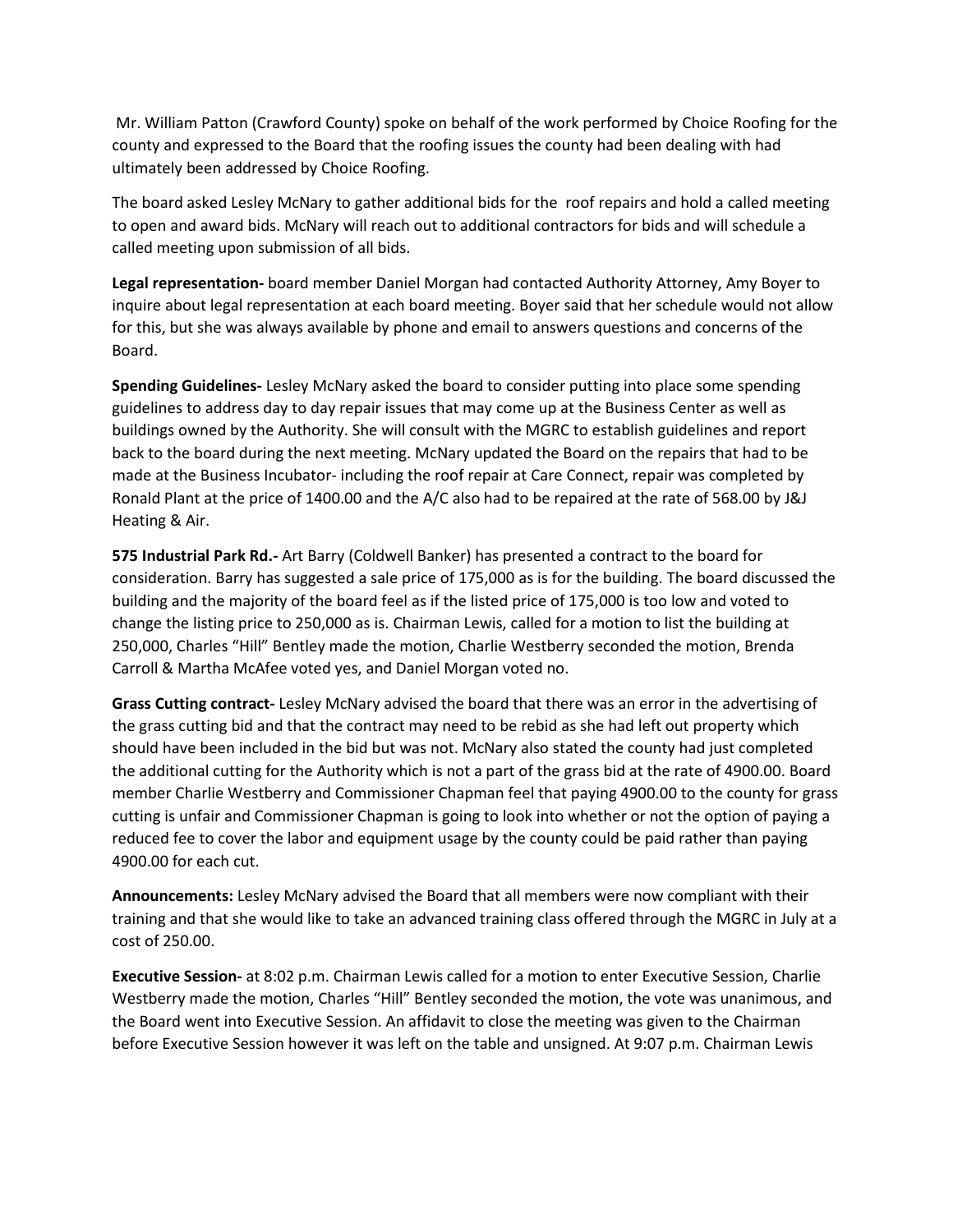Mr. William Patton (Crawford County) spoke on behalf of the work performed by Choice Roofing for the county and expressed to the Board that the roofing issues the county had been dealing with had ultimately been addressed by Choice Roofing.

The board asked Lesley McNary to gather additional bids for the roof repairs and hold a called meeting to open and award bids. McNary will reach out to additional contractors for bids and will schedule a called meeting upon submission of all bids.

**Legal representation-** board member Daniel Morgan had contacted Authority Attorney, Amy Boyer to inquire about legal representation at each board meeting. Boyer said that her schedule would not allow for this, but she was always available by phone and email to answers questions and concerns of the Board.

**Spending Guidelines-** Lesley McNary asked the board to consider putting into place some spending guidelines to address day to day repair issues that may come up at the Business Center as well as buildings owned by the Authority. She will consult with the MGRC to establish guidelines and report back to the board during the next meeting. McNary updated the Board on the repairs that had to be made at the Business Incubator- including the roof repair at Care Connect, repair was completed by Ronald Plant at the price of 1400.00 and the A/C also had to be repaired at the rate of 568.00 by J&J Heating & Air.

**575 Industrial Park Rd.-** Art Barry (Coldwell Banker) has presented a contract to the board for consideration. Barry has suggested a sale price of 175,000 as is for the building. The board discussed the building and the majority of the board feel as if the listed price of 175,000 is too low and voted to change the listing price to 250,000 as is. Chairman Lewis, called for a motion to list the building at 250,000, Charles "Hill" Bentley made the motion, Charlie Westberry seconded the motion, Brenda Carroll & Martha McAfee voted yes, and Daniel Morgan voted no.

**Grass Cutting contract-** Lesley McNary advised the board that there was an error in the advertising of the grass cutting bid and that the contract may need to be rebid as she had left out property which should have been included in the bid but was not. McNary also stated the county had just completed the additional cutting for the Authority which is not a part of the grass bid at the rate of 4900.00. Board member Charlie Westberry and Commissioner Chapman feel that paying 4900.00 to the county for grass cutting is unfair and Commissioner Chapman is going to look into whether or not the option of paying a reduced fee to cover the labor and equipment usage by the county could be paid rather than paying 4900.00 for each cut.

**Announcements:** Lesley McNary advised the Board that all members were now compliant with their training and that she would like to take an advanced training class offered through the MGRC in July at a cost of 250.00.

**Executive Session-** at 8:02 p.m. Chairman Lewis called for a motion to enter Executive Session, Charlie Westberry made the motion, Charles "Hill" Bentley seconded the motion, the vote was unanimous, and the Board went into Executive Session. An affidavit to close the meeting was given to the Chairman before Executive Session however it was left on the table and unsigned. At 9:07 p.m. Chairman Lewis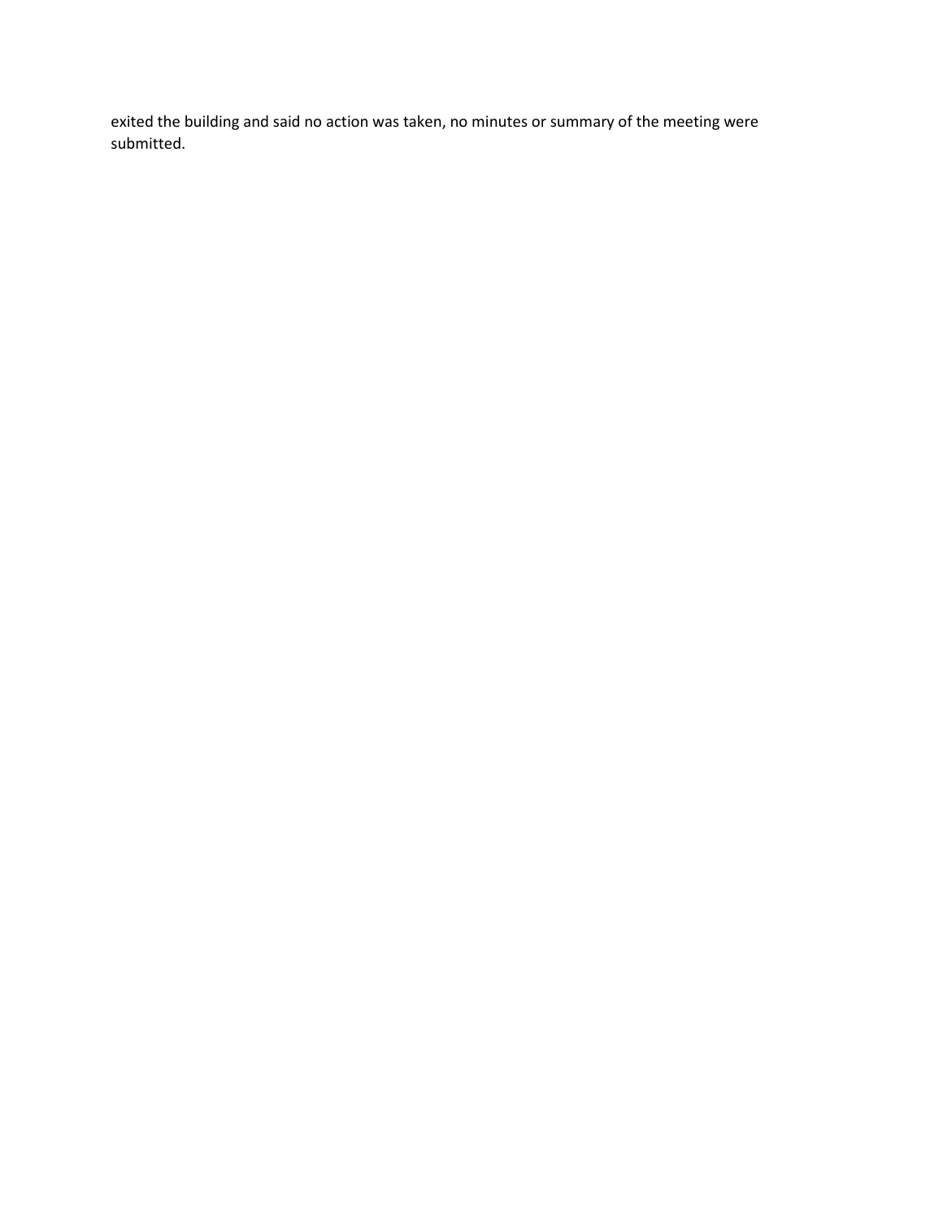exited the building and said no action was taken, no minutes or summary of the meeting were submitted.